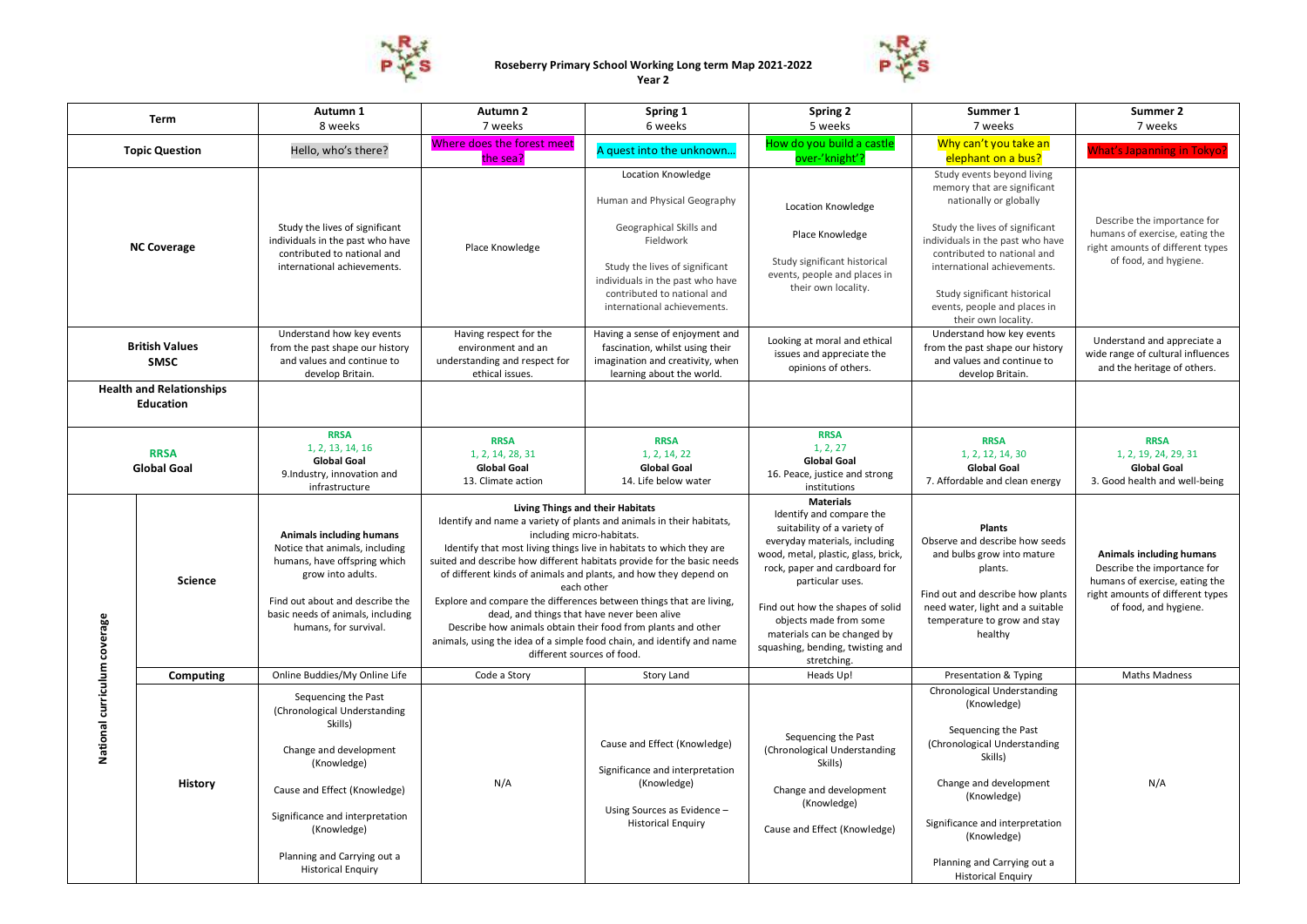# Roseberry Primary School Working Long term Map 2021-2022
## Year 2

| Term | | Autumn 1<br>8 weeks | Autumn 2<br>7 weeks | Spring 1<br>6 weeks | Spring 2<br>5 weeks | Summer 1<br>7 weeks | Summer 2<br>7 weeks |
|---|---|---|---|---|---|---|---|
| **Topic Question** | | Hello, who's there? | Where does the forest meet the sea? | A quest into the unknown… | How do you build a castle over-'knight'? | Why can't you take an elephant on a bus? | What's Japanning in Tokyo? |
| **NC Coverage** | | Study the lives of significant individuals in the past who have contributed to national and international achievements. | Place Knowledge | Location Knowledge<br><br>Human and Physical Geography<br><br>Geographical Skills and Fieldwork<br><br>Study the lives of significant individuals in the past who have contributed to national and international achievements. | Location Knowledge<br><br>Place Knowledge<br><br>Study significant historical events, people and places in their own locality. | Study events beyond living memory that are significant nationally or globally<br><br>Study the lives of significant individuals in the past who have contributed to national and international achievements.<br><br>Study significant historical events, people and places in their own locality. | Describe the importance for humans of exercise, eating the right amounts of different types of food, and hygiene. |
| **British Values SMSC** | | Understand how key events from the past shape our history and values and continue to develop Britain. | Having respect for the environment and an understanding and respect for ethical issues. | Having a sense of enjoyment and fascination, whilst using their imagination and creativity, when learning about the world. | Looking at moral and ethical issues and appreciate the opinions of others. | Understand how key events from the past shape our history and values and continue to develop Britain. | Understand and appreciate a wide range of cultural influences and the heritage of others. |
| **Health and Relationships Education** | | | | | | | |
| **RRSA Global Goal** | | **RRSA**<br>1, 2, 13, 14, 16<br>**Global Goal**<br>9.Industry, innovation and infrastructure | **RRSA**<br>1, 2, 14, 28, 31<br>**Global Goal**<br>13. Climate action | **RRSA**<br>1, 2, 14, 22<br>**Global Goal**<br>14. Life below water | **RRSA**<br>1, 2, 27<br>**Global Goal**<br>16. Peace, justice and strong institutions | **RRSA**<br>1, 2, 12, 14, 30<br>**Global Goal**<br>7. Affordable and clean energy | **RRSA**<br>1, 2, 19, 24, 29, 31<br>**Global Goal**<br>3. Good health and well-being |
| **National curriculum coverage** | **Science** | **Animals including humans**<br>Notice that animals, including humans, have offspring which grow into adults.<br><br>Find out about and describe the basic needs of animals, including humans, for survival. | **Living Things and their Habitats**<br>Identify and name a variety of plants and animals in their habitats, including micro-habitats.<br>Identify that most living things live in habitats to which they are suited and describe how different habitats provide for the basic needs of different kinds of animals and plants, and how they depend on each other<br>Explore and compare the differences between things that are living, dead, and things that have never been alive<br>Describe how animals obtain their food from plants and other animals, using the idea of a simple food chain, and identify and name different sources of food. | | **Materials**<br>Identify and compare the suitability of a variety of everyday materials, including wood, metal, plastic, glass, brick, rock, paper and cardboard for particular uses.<br><br>Find out how the shapes of solid objects made from some materials can be changed by squashing, bending, twisting and stretching. | **Plants**<br>Observe and describe how seeds and bulbs grow into mature plants.<br><br>Find out and describe how plants need water, light and a suitable temperature to grow and stay healthy | **Animals including humans**<br>Describe the importance for humans of exercise, eating the right amounts of different types of food, and hygiene. |
| | **Computing** | Online Buddies/My Online Life | Code a Story | Story Land | Heads Up! | Presentation & Typing | Maths Madness |
| | **History** | Sequencing the Past (Chronological Understanding Skills)<br><br>Change and development (Knowledge)<br><br>Cause and Effect (Knowledge)<br><br>Significance and interpretation (Knowledge)<br><br>Planning and Carrying out a Historical Enquiry | N/A | Cause and Effect (Knowledge)<br><br>Significance and interpretation (Knowledge)<br><br>Using Sources as Evidence – Historical Enquiry | Sequencing the Past (Chronological Understanding Skills)<br><br>Change and development (Knowledge)<br><br>Cause and Effect (Knowledge) | Chronological Understanding (Knowledge)<br><br>Sequencing the Past (Chronological Understanding Skills)<br><br>Change and development (Knowledge)<br><br>Significance and interpretation (Knowledge)<br><br>Planning and Carrying out a Historical Enquiry | N/A |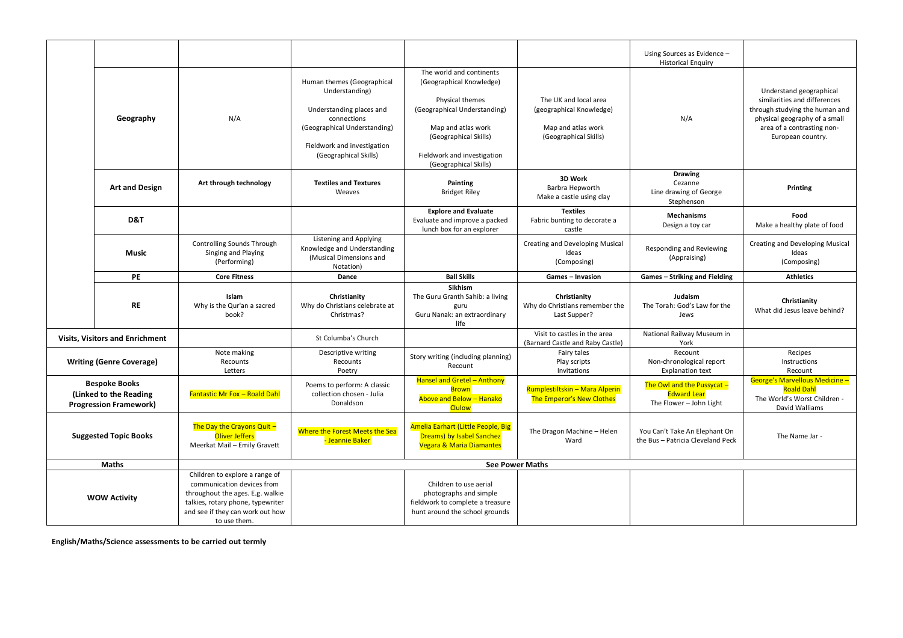| | | | | | | | |
|---|---|---|---|---|---|---|---|
| | | | | | | Using Sources as Evidence – Historical Enquiry | |
| | **Geography** | N/A | Human themes (Geographical Understanding)<br><br>Understanding places and connections (Geographical Understanding)<br><br>Fieldwork and investigation (Geographical Skills) | The world and continents (Geographical Knowledge)<br><br>Physical themes (Geographical Understanding)<br><br>Map and atlas work (Geographical Skills)<br><br>Fieldwork and investigation (Geographical Skills) | The UK and local area (geographical Knowledge)<br><br>Map and atlas work (Geographical Skills) | N/A | Understand geographical similarities and differences through studying the human and physical geography of a small area of a contrasting non-European country. |
| | **Art and Design** | **Art through technology** | **Textiles and Textures**<br>Weaves | **Painting**<br>Bridget Riley | **3D Work**<br>Barbra Hepworth<br>Make a castle using clay | **Drawing**<br>Cezanne<br>Line drawing of George Stephenson | **Printing** |
| | **D&T** | | | **Explore and Evaluate**<br>Evaluate and improve a packed lunch box for an explorer | **Textiles**<br>Fabric bunting to decorate a castle | **Mechanisms**<br>Design a toy car | **Food**<br>Make a healthy plate of food |
| | **Music** | Controlling Sounds Through Singing and Playing (Performing) | Listening and Applying Knowledge and Understanding (Musical Dimensions and Notation) | | Creating and Developing Musical Ideas (Composing) | Responding and Reviewing (Appraising) | Creating and Developing Musical Ideas (Composing) |
| | **PE** | **Core Fitness** | **Dance** | **Ball Skills** | **Games – Invasion** | **Games – Striking and Fielding** | **Athletics** |
| | **RE** | **Islam**<br>Why is the Qur'an a sacred book? | **Christianity**<br>Why do Christians celebrate at Christmas? | **Sikhism**<br>The Guru Granth Sahib: a living guru<br>Guru Nanak: an extraordinary life | **Christianity**<br>Why do Christians remember the Last Supper? | **Judaism**<br>The Torah: God's Law for the Jews | **Christianity**<br>What did Jesus leave behind? |
| **Visits, Visitors and Enrichment** | | | St Columba's Church | | Visit to castles in the area (Barnard Castle and Raby Castle) | National Railway Museum in York | |
| **Writing (Genre Coverage)** | | Note making<br>Recounts<br>Letters | Descriptive writing<br>Recounts<br>Poetry | Story writing (including planning)<br>Recount | Fairy tales<br>Play scripts<br>Invitations | Recount<br>Non-chronological report<br>Explanation text | Recipes<br>Instructions<br>Recount |
| **Bespoke Books (Linked to the Reading Progression Framework)** | | Fantastic Mr Fox – Roald Dahl | Poems to perform: A classic collection chosen - Julia Donaldson | Hansel and Gretel – Anthony Brown<br>Above and Below – Hanako Clulow | Rumplestiltskin – Mara Alperin<br>The Emperor's New Clothes | The Owl and the Pussycat – Edward Lear<br>The Flower – John Light | George's Marvellous Medicine – Roald Dahl<br>The World's Worst Children - David Walliams |
| **Suggested Topic Books** | | The Day the Crayons Quit – Oliver Jeffers<br>Meerkat Mail – Emily Gravett | Where the Forest Meets the Sea - Jeannie Baker | Amelia Earhart (Little People, Big Dreams) by Isabel Sanchez Vegara & Maria Diamantes | The Dragon Machine – Helen Ward | You Can't Take An Elephant On the Bus – Patricia Cleveland Peck | The Name Jar - |
| **Maths** | | **See Power Maths** | | | | | |
| **WOW Activity** | | Children to explore a range of communication devices from throughout the ages. E.g. walkie talkies, rotary phone, typewriter and see if they can work out how to use them. | | Children to use aerial photographs and simple fieldwork to complete a treasure hunt around the school grounds | | | |

**English/Maths/Science assessments to be carried out termly**